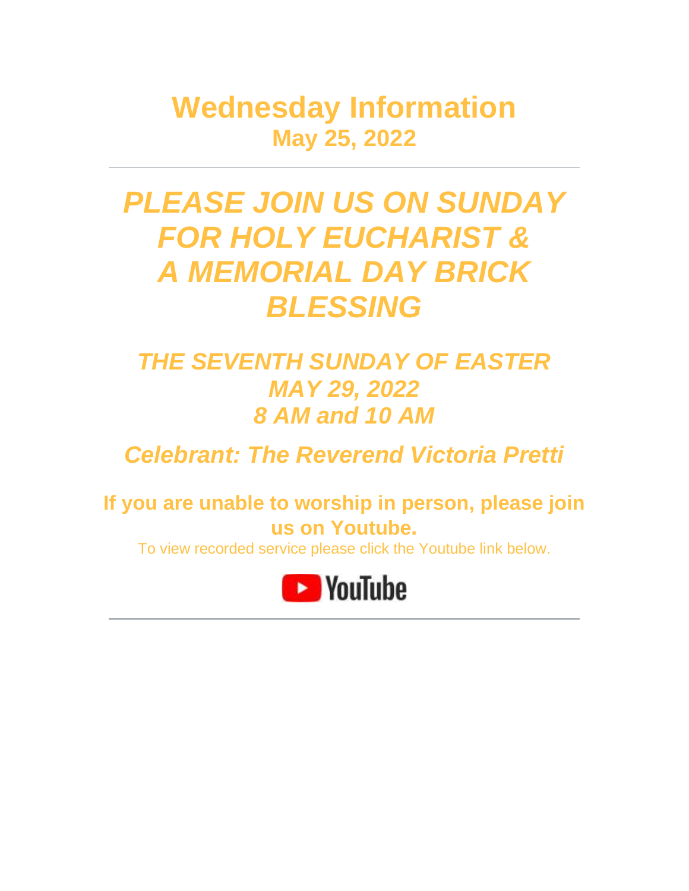# Wednesday Information

## May 25, 2022

---

## *PLEASE JOIN US ON SUNDAY FOR HOLY EUCHARIST & A MEMORIAL DAY BRICK BLESSING*

### *THE SEVENTH SUNDAY OF EASTER*
### *MAY 29, 2022*
### *8 AM and 10 AM*

### *Celebrant: The Reverend Victoria Pretti*

**If you are unable to worship in person, please join us on Youtube.**

To view recorded service please click the Youtube link below.

YouTube

---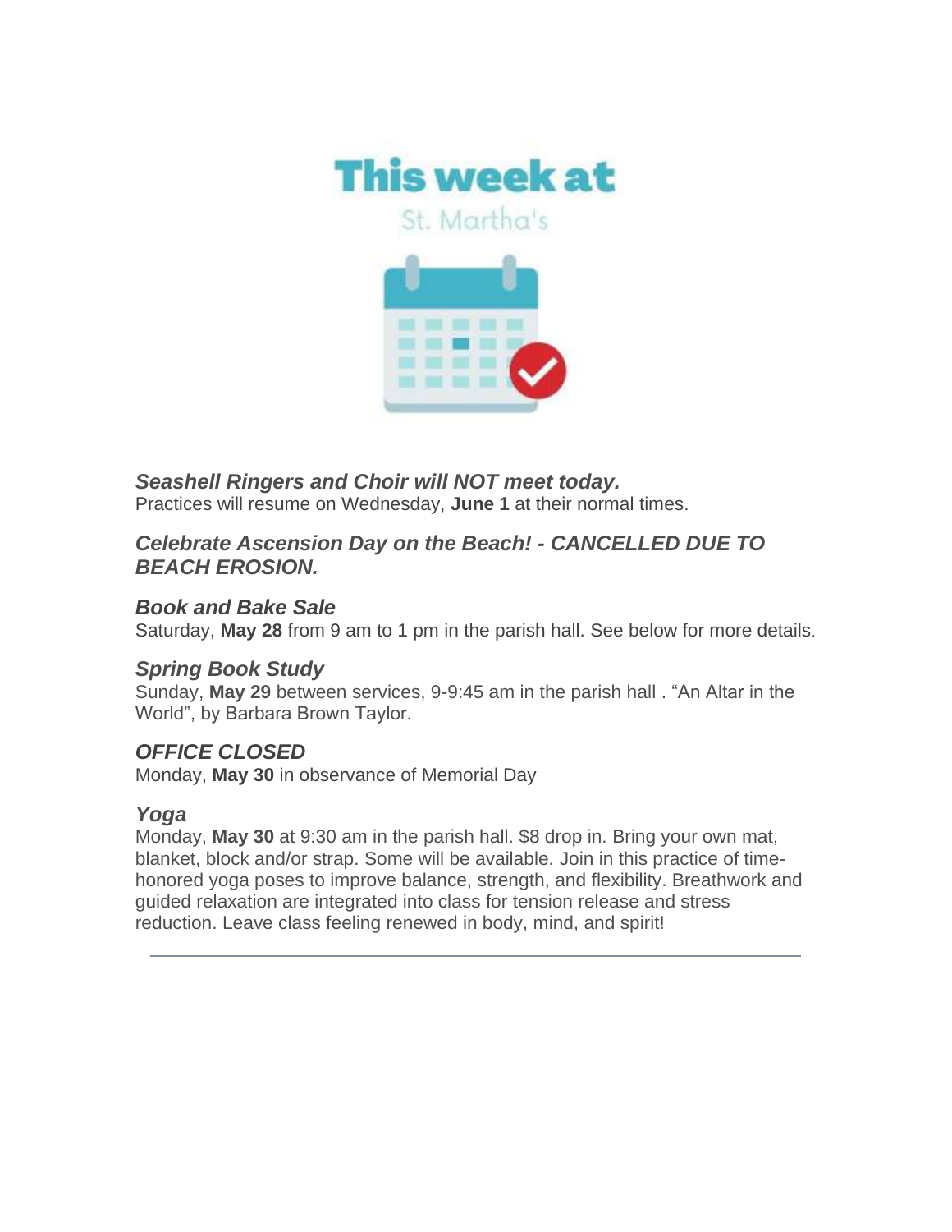# This week at

St. Martha's

***Seashell Ringers and Choir will NOT meet today.***

Practices will resume on Wednesday, **June 1** at their normal times.

***Celebrate Ascension Day on the Beach! - CANCELLED DUE TO BEACH EROSION.***

***Book and Bake Sale***

Saturday, **May 28** from 9 am to 1 pm in the parish hall. See below for more details.

***Spring Book Study***

Sunday, **May 29** between services, 9-9:45 am in the parish hall . "An Altar in the World", by Barbara Brown Taylor.

***OFFICE CLOSED***

Monday, **May 30** in observance of Memorial Day

***Yoga***

Monday, **May 30** at 9:30 am in the parish hall. $8 drop in. Bring your own mat, blanket, block and/or strap. Some will be available. Join in this practice of time-honored yoga poses to improve balance, strength, and flexibility. Breathwork and guided relaxation are integrated into class for tension release and stress reduction. Leave class feeling renewed in body, mind, and spirit!

---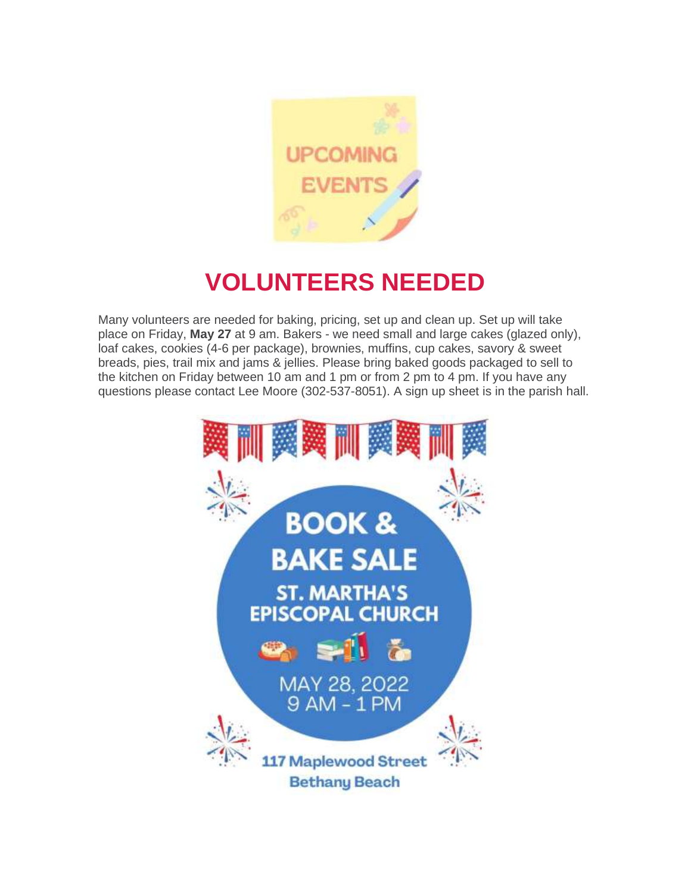UPCOMING EVENTS

# VOLUNTEERS NEEDED

Many volunteers are needed for baking, pricing, set up and clean up. Set up will take place on Friday, **May 27** at 9 am. Bakers - we need small and large cakes (glazed only), loaf cakes, cookies (4-6 per package), brownies, muffins, cup cakes, savory & sweet breads, pies, trail mix and jams & jellies. Please bring baked goods packaged to sell to the kitchen on Friday between 10 am and 1 pm or from 2 pm to 4 pm. If you have any questions please contact Lee Moore (302-537-8051). A sign up sheet is in the parish hall.

## BOOK & BAKE SALE

**ST. MARTHA'S EPISCOPAL CHURCH**

MAY 28, 2022
9 AM - 1 PM

**117 Maplewood Street**
**Bethany Beach**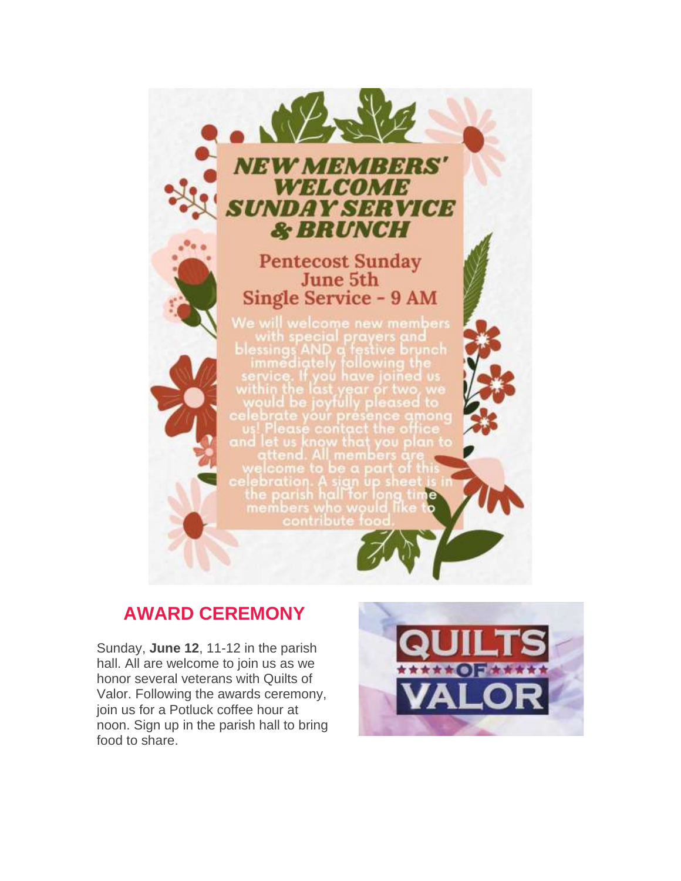# NEW MEMBERS' WELCOME SUNDAY SERVICE & BRUNCH

**Pentecost Sunday**
**June 5th**
**Single Service - 9 AM**

We will welcome new members with special prayers and blessings AND a festive brunch immediately following the service. If you have joined us within the last year or two, we would be joyfully pleased to celebrate your presence among us! Please contact the office and let us know that you plan to attend. All members are welcome to be a part of this celebration. A sign up sheet is in the parish hall for long time members who would like to contribute food.

## AWARD CEREMONY

Sunday, **June 12**, 11-12 in the parish hall. All are welcome to join us as we honor several veterans with Quilts of Valor. Following the awards ceremony, join us for a Potluck coffee hour at noon. Sign up in the parish hall to bring food to share.

QUILTS OF VALOR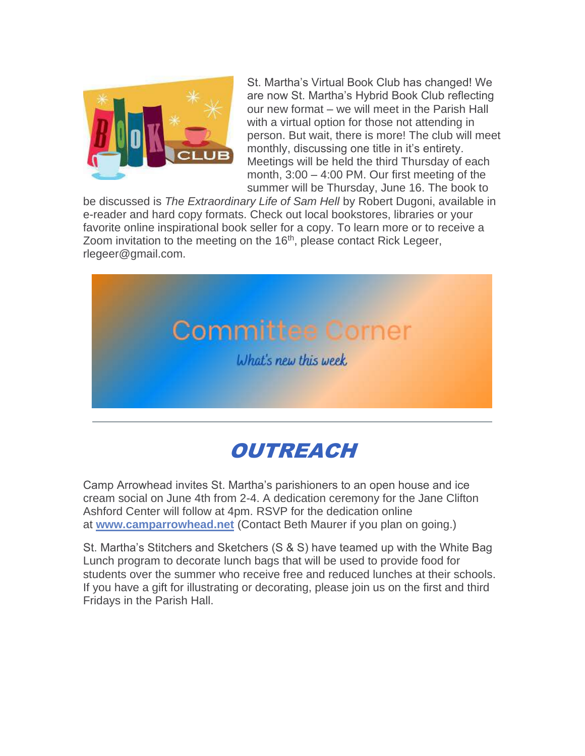St. Martha's Virtual Book Club has changed! We are now St. Martha's Hybrid Book Club reflecting our new format – we will meet in the Parish Hall with a virtual option for those not attending in person. But wait, there is more! The club will meet monthly, discussing one title in it's entirety. Meetings will be held the third Thursday of each month, 3:00 – 4:00 PM. Our first meeting of the summer will be Thursday, June 16. The book to be discussed is *The Extraordinary Life of Sam Hell* by Robert Dugoni, available in e-reader and hard copy formats. Check out local bookstores, libraries or your favorite online inspirational book seller for a copy. To learn more or to receive a Zoom invitation to the meeting on the 16th, please contact Rick Legeer, rlegeer@gmail.com.

## Committee Corner

*What's new this week*

---

# *OUTREACH*

Camp Arrowhead invites St. Martha's parishioners to an open house and ice cream social on June 4th from 2-4. A dedication ceremony for the Jane Clifton Ashford Center will follow at 4pm. RSVP for the dedication online at **www.camparrowhead.net** (Contact Beth Maurer if you plan on going.)

St. Martha's Stitchers and Sketchers (S & S) have teamed up with the White Bag Lunch program to decorate lunch bags that will be used to provide food for students over the summer who receive free and reduced lunches at their schools. If you have a gift for illustrating or decorating, please join us on the first and third Fridays in the Parish Hall.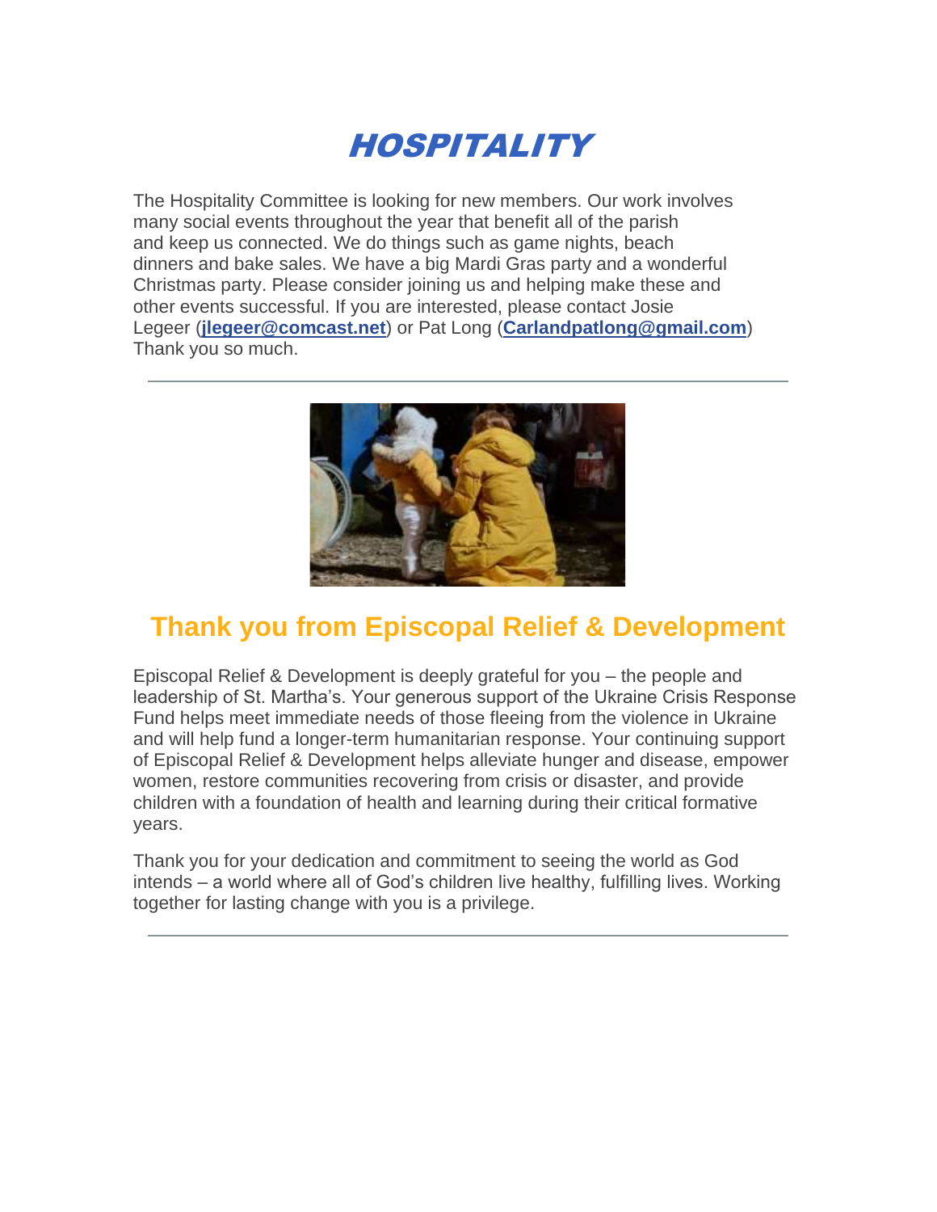# *HOSPITALITY*

The Hospitality Committee is looking for new members. Our work involves many social events throughout the year that benefit all of the parish and keep us connected. We do things such as game nights, beach dinners and bake sales. We have a big Mardi Gras party and a wonderful Christmas party. Please consider joining us and helping make these and other events successful. If you are interested, please contact Josie Legeer (**jlegeer@comcast.net**) or Pat Long (**Carlandpatlong@gmail.com**) Thank you so much.

---

## Thank you from Episcopal Relief & Development

Episcopal Relief & Development is deeply grateful for you – the people and leadership of St. Martha's. Your generous support of the Ukraine Crisis Response Fund helps meet immediate needs of those fleeing from the violence in Ukraine and will help fund a longer-term humanitarian response. Your continuing support of Episcopal Relief & Development helps alleviate hunger and disease, empower women, restore communities recovering from crisis or disaster, and provide children with a foundation of health and learning during their critical formative years.

Thank you for your dedication and commitment to seeing the world as God intends – a world where all of God's children live healthy, fulfilling lives. Working together for lasting change with you is a privilege.

---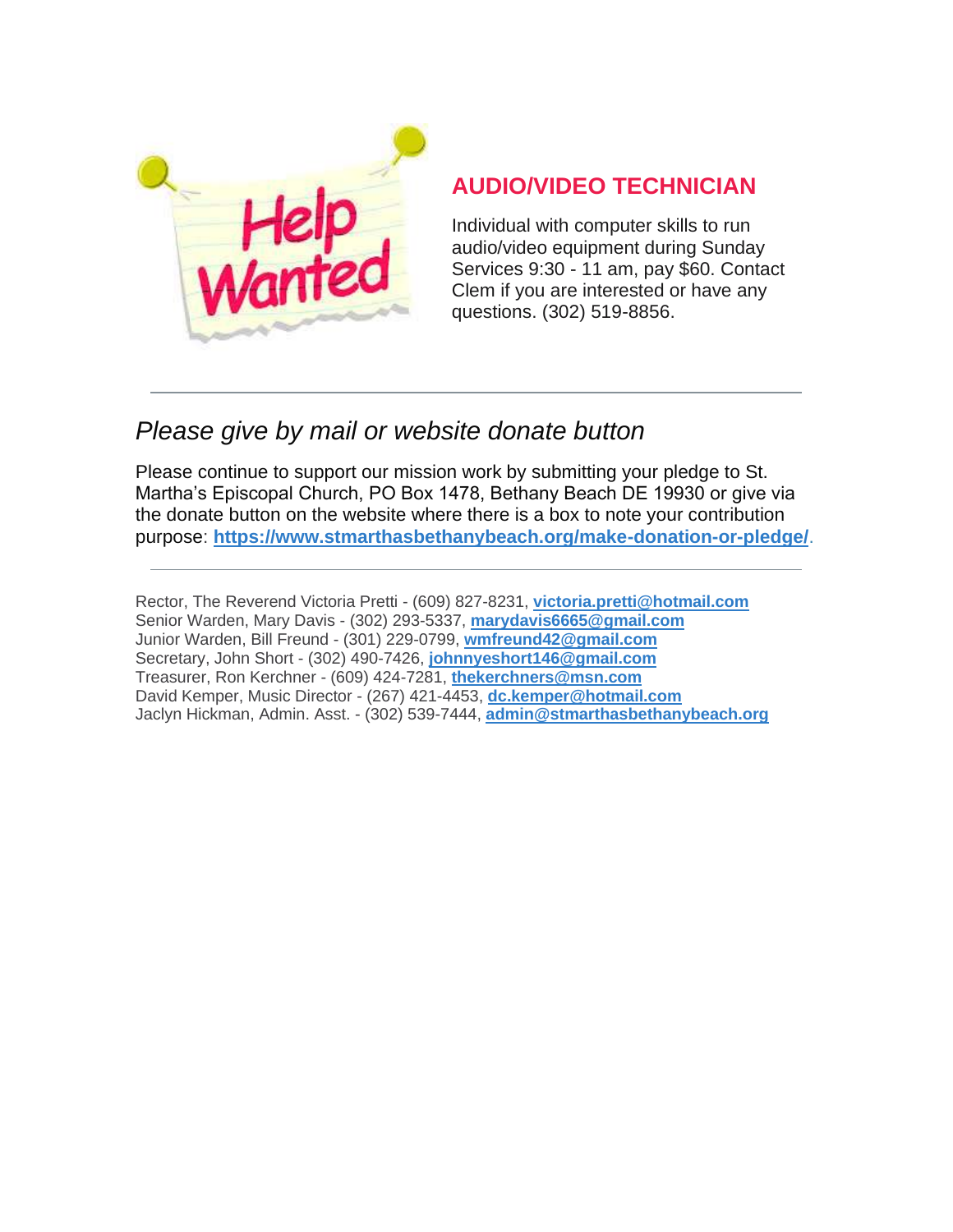## AUDIO/VIDEO TECHNICIAN

Individual with computer skills to run audio/video equipment during Sunday Services 9:30 - 11 am, pay $60. Contact Clem if you are interested or have any questions. (302) 519-8856.

---

## *Please give by mail or website donate button*

Please continue to support our mission work by submitting your pledge to St. Martha's Episcopal Church, PO Box 1478, Bethany Beach DE 19930 or give via the donate button on the website where there is a box to note your contribution purpose: **https://www.stmarthasbethanybeach.org/make-donation-or-pledge/**.

---

Rector, The Reverend Victoria Pretti - (609) 827-8231, **victoria.pretti@hotmail.com**
Senior Warden, Mary Davis - (302) 293-5337, **marydavis6665@gmail.com**
Junior Warden, Bill Freund - (301) 229-0799, **wmfreund42@gmail.com**
Secretary, John Short - (302) 490-7426, **johnnyeshort146@gmail.com**
Treasurer, Ron Kerchner - (609) 424-7281, **thekerchners@msn.com**
David Kemper, Music Director - (267) 421-4453, **dc.kemper@hotmail.com**
Jaclyn Hickman, Admin. Asst. - (302) 539-7444, **admin@stmarthasbethanybeach.org**